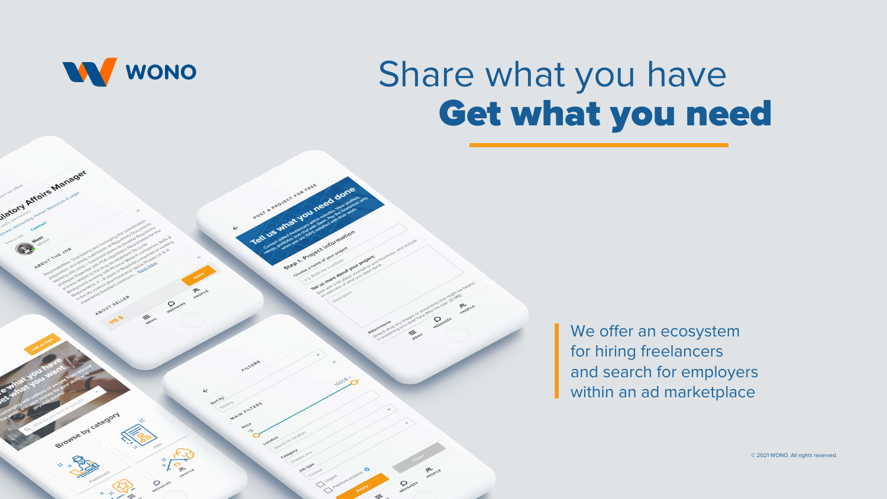WONO

# Share what you have
# **Get what you need**

We offer an ecosystem for hiring freelancers and search for employers within an ad marketplace

© 2021 WONO. All rights reserved.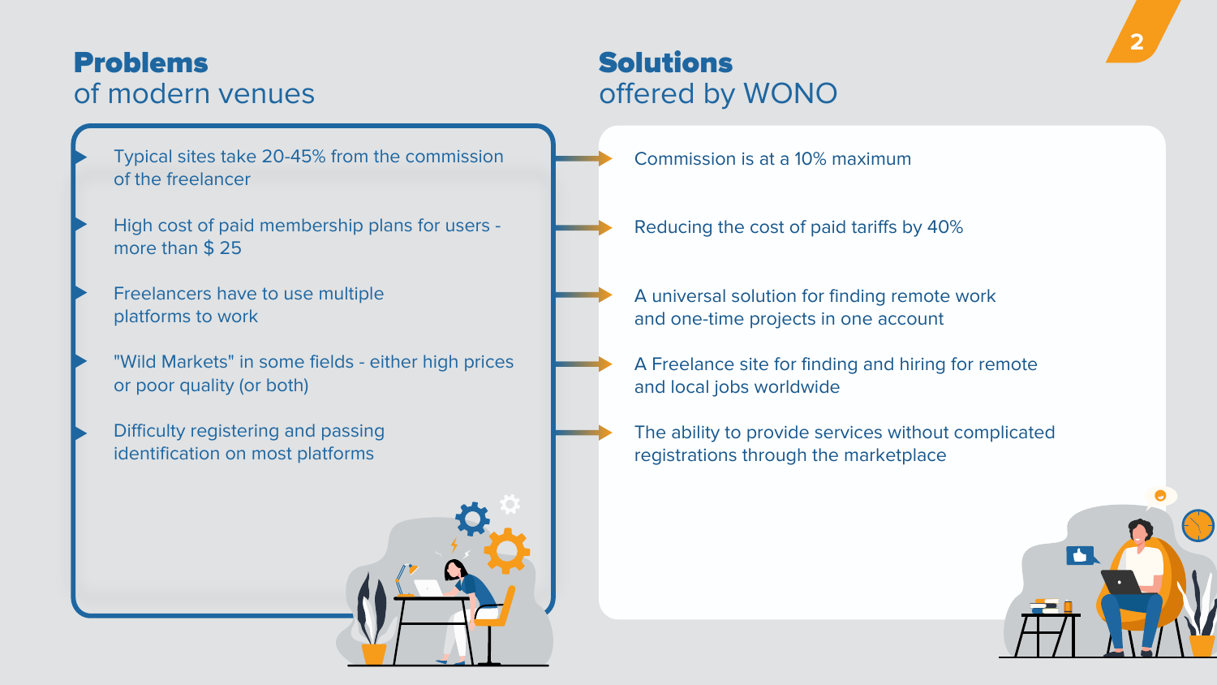## **Problems** of modern venues

- Typical sites take 20-45% from the commission of the freelancer
- High cost of paid membership plans for users - more than $ 25
- Freelancers have to use multiple platforms to work
- "Wild Markets" in some fields - either high prices or poor quality (or both)
- Difficulty registering and passing identification on most platforms

## **Solutions** offered by WONO

- Commission is at a 10% maximum
- Reducing the cost of paid tariffs by 40%
- A universal solution for finding remote work and one-time projects in one account
- A Freelance site for finding and hiring for remote and local jobs worldwide
- The ability to provide services without complicated registrations through the marketplace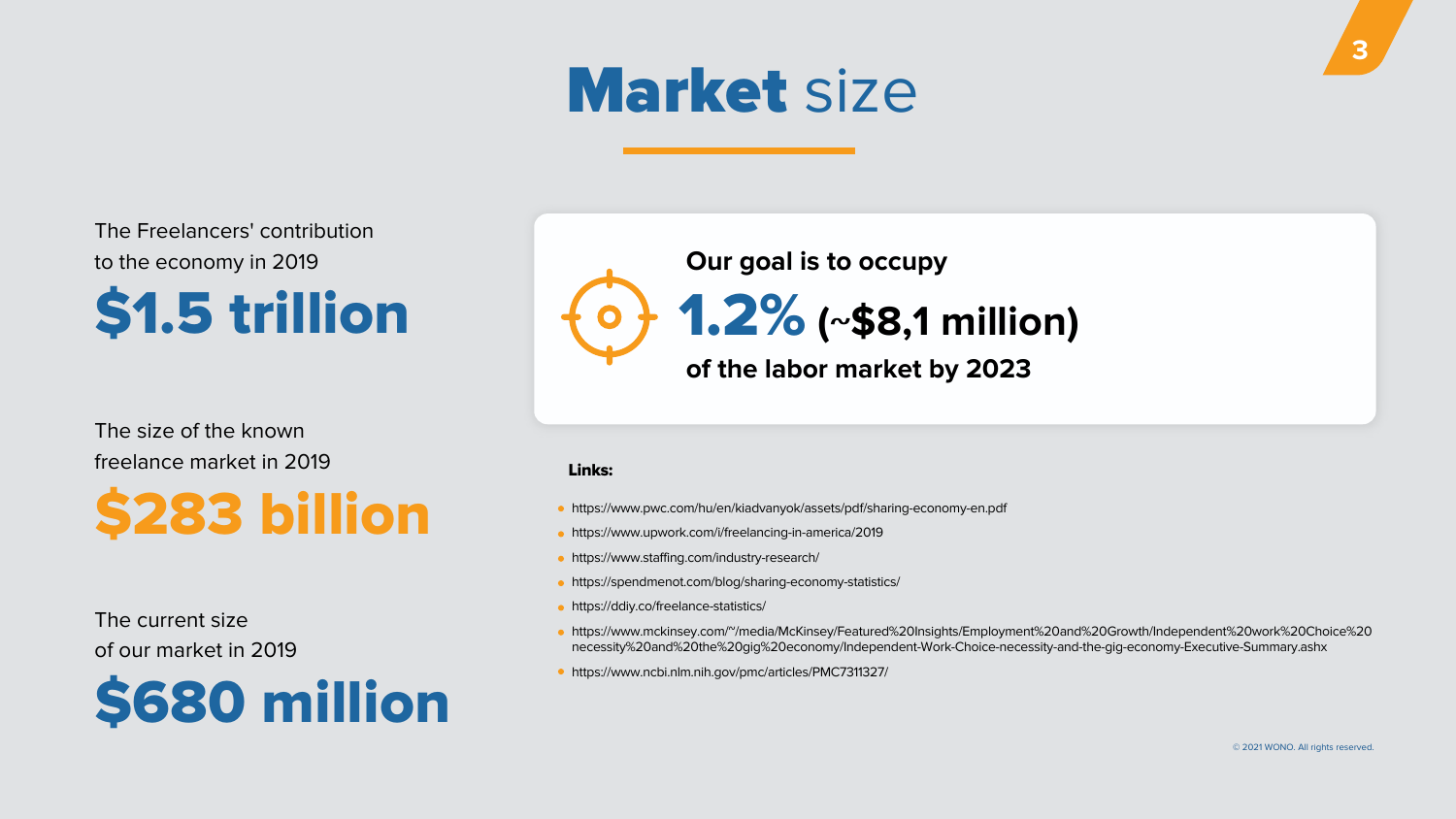# Market size

The Freelancers' contribution to the economy in 2019

**$1.5 trillion**

The size of the known freelance market in 2019

**$283 billion**

The current size of our market in 2019

**$680 million**

**Our goal is to occupy**

**1.2% (~$8,1 million)**

**of the labor market by 2023**

**Links:**

- https://www.pwc.com/hu/en/kiadvanyok/assets/pdf/sharing-economy-en.pdf
- https://www.upwork.com/i/freelancing-in-america/2019
- https://www.staffing.com/industry-research/
- https://spendmenot.com/blog/sharing-economy-statistics/
- https://ddiy.co/freelance-statistics/
- https://www.mckinsey.com/~/media/McKinsey/Featured%20Insights/Employment%20and%20Growth/Independent%20work%20Choice%20necessity%20and%20the%20gig%20economy/Independent-Work-Choice-necessity-and-the-gig-economy-Executive-Summary.ashx
- https://www.ncbi.nlm.nih.gov/pmc/articles/PMC7311327/

© 2021 WONO. All rights reserved.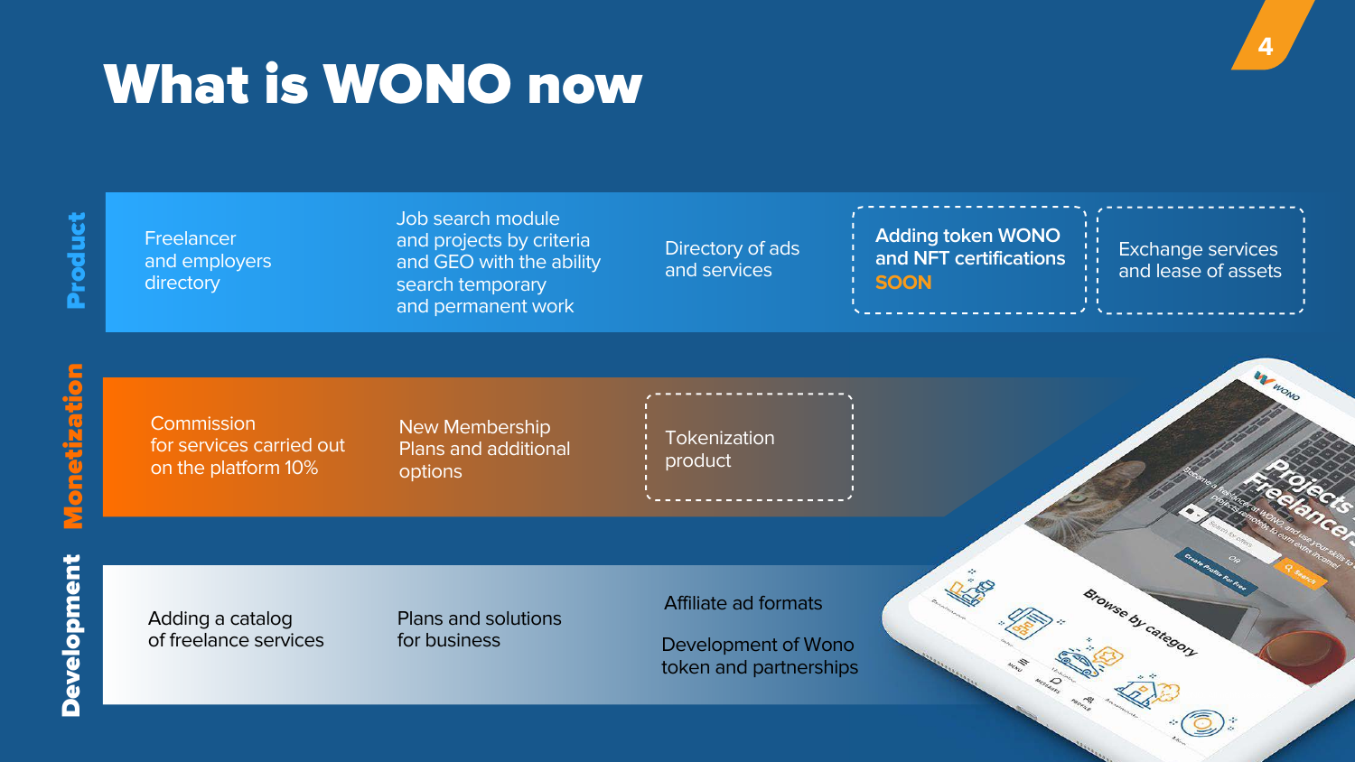# What is WONO now

## Product

- Freelancer and employers directory
- Job search module and projects by criteria and GEO with the ability search temporary and permanent work
- Directory of ads and services
- Adding token WONO and NFT certifications **SOON**
- Exchange services and lease of assets

## Monetization

- Commission for services carried out on the platform 10%
- New Membership Plans and additional options
- Tokenization product

## Development

- Adding a catalog of freelance services
- Plans and solutions for business
- Affiliate ad formats
- Development of Wono token and partnerships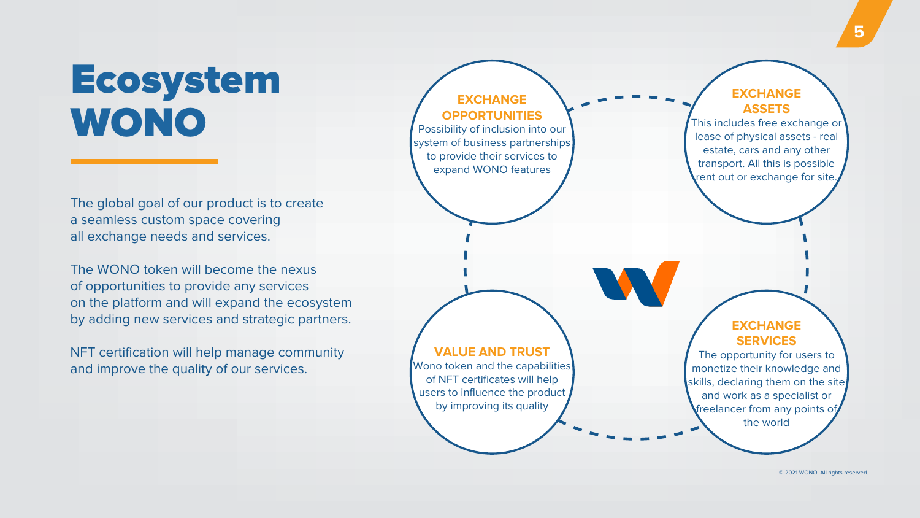# Ecosystem WONO

The global goal of our product is to create a seamless custom space covering all exchange needs and services.

The WONO token will become the nexus of opportunities to provide any services on the platform and will expand the ecosystem by adding new services and strategic partners.

NFT certification will help manage community and improve the quality of our services.

### EXCHANGE OPPORTUNITIES

Possibility of inclusion into our system of business partnerships to provide their services to expand WONO features

### EXCHANGE ASSETS

This includes free exchange or lease of physical assets - real estate, cars and any other transport. All this is possible rent out or exchange for site.

### VALUE AND TRUST

Wono token and the capabilities of NFT certificates will help users to influence the product by improving its quality

### EXCHANGE SERVICES

The opportunity for users to monetize their knowledge and skills, declaring them on the site and work as a specialist or freelancer from any points of the world

© 2021 WONO. All rights reserved.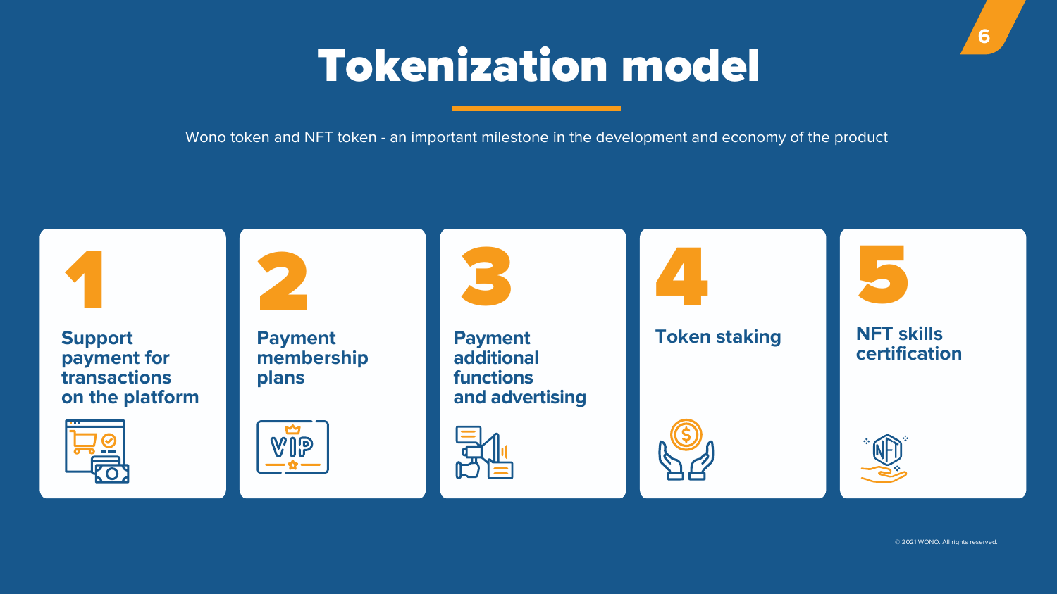# Tokenization model

Wono token and NFT token - an important milestone in the development and economy of the product

1. **Support payment for transactions on the platform**
2. **Payment membership plans**
3. **Payment additional functions and advertising**
4. **Token staking**
5. **NFT skills certification**

© 2021 WONO. All rights reserved.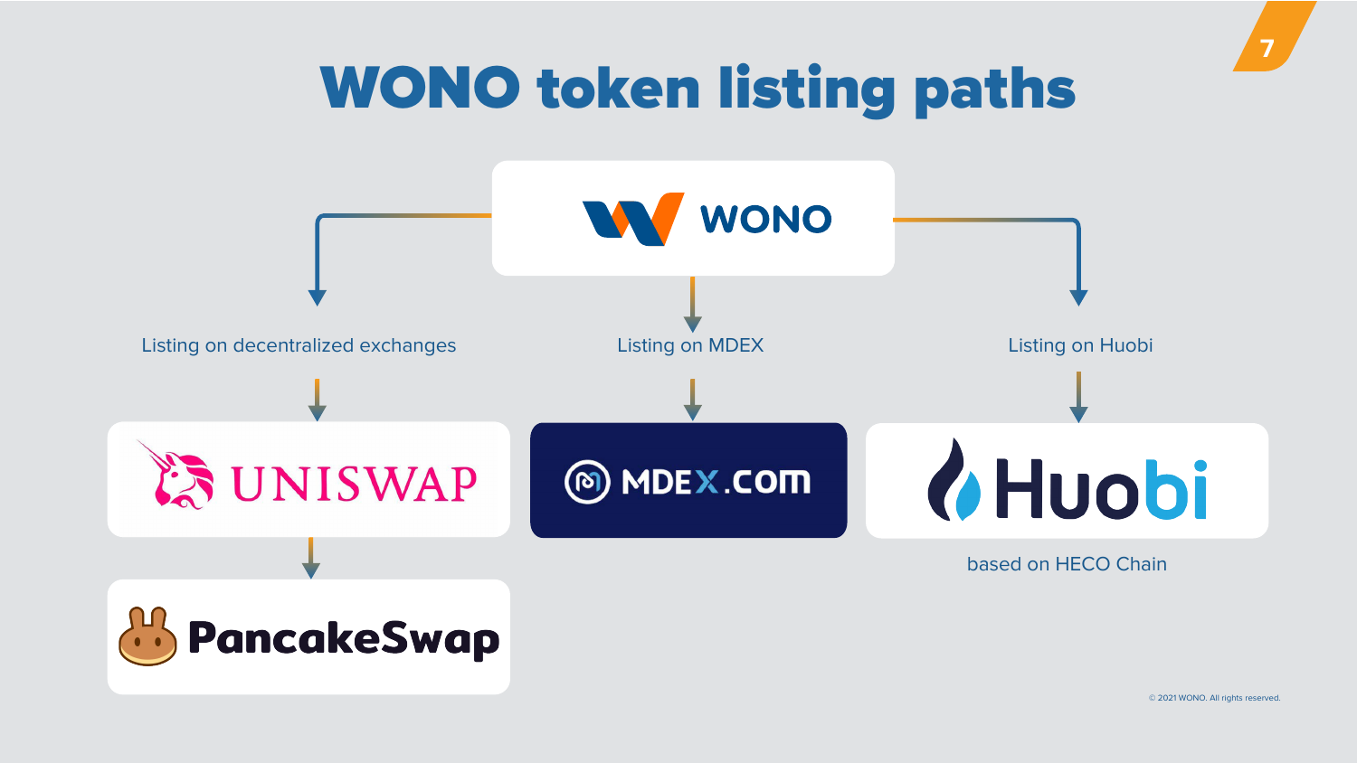# WONO token listing paths

WONO

- Listing on decentralized exchanges
  - UNISWAP
  - PancakeSwap
- Listing on MDEX
  - MDEX.com
- Listing on Huobi
  - Huobi

    based on HECO Chain

© 2021 WONO. All rights reserved.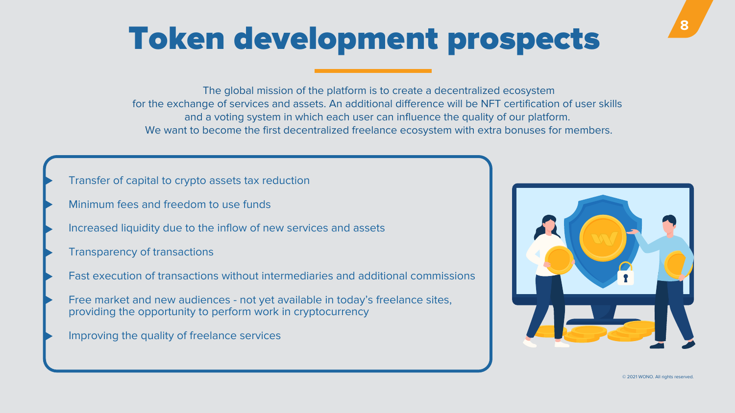# Token development prospects

The global mission of the platform is to create a decentralized ecosystem for the exchange of services and assets. An additional difference will be NFT certification of user skills and a voting system in which each user can influence the quality of our platform. We want to become the first decentralized freelance ecosystem with extra bonuses for members.

- Transfer of capital to crypto assets tax reduction
- Minimum fees and freedom to use funds
- Increased liquidity due to the inflow of new services and assets
- Transparency of transactions
- Fast execution of transactions without intermediaries and additional commissions
- Free market and new audiences - not yet available in today's freelance sites, providing the opportunity to perform work in cryptocurrency
- Improving the quality of freelance services

© 2021 WONO. All rights reserved.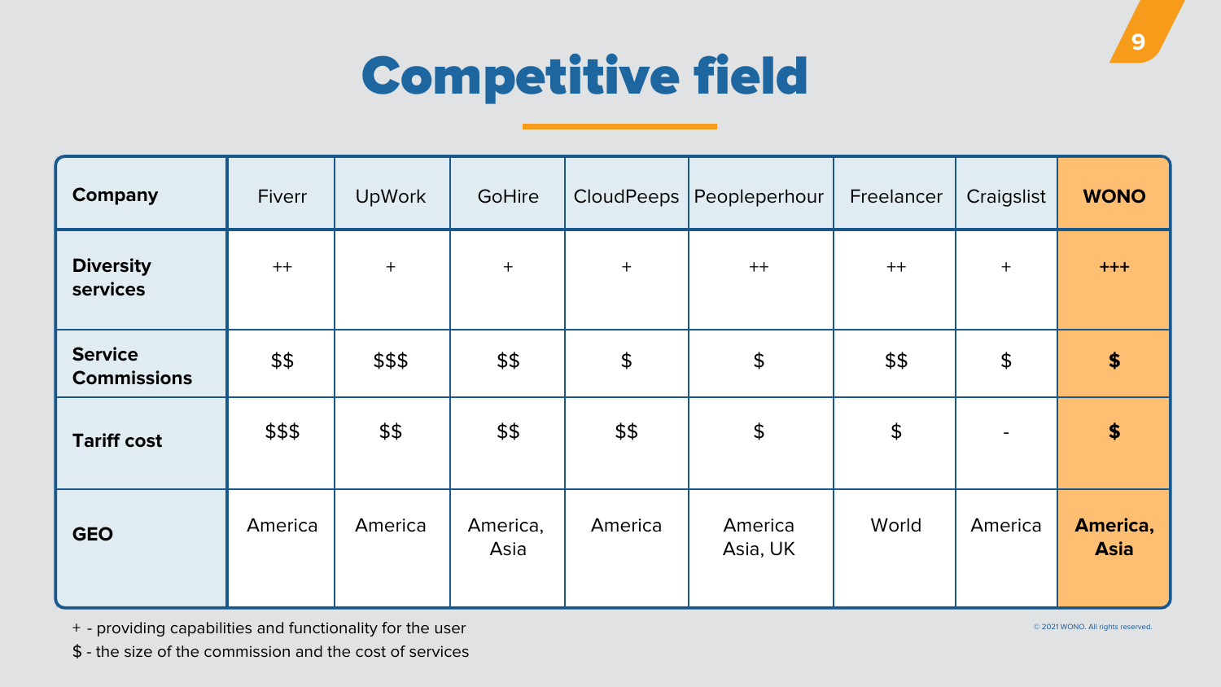# Competitive field

| Company | Fiverr | UpWork | GoHire | CloudPeeps | Peopleperhour | Freelancer | Craigslist | **WONO** |
| --- | --- | --- | --- | --- | --- | --- | --- | --- |
| **Diversity services** | ++ | + | + | + | ++ | ++ | + | **+++** |
| **Service Commissions** | $$ | $$$ | $$ | $ | $ | $$ | $ | **$** |
| **Tariff cost** | $$$ | $$ | $$ | $$ | $ | $ | - | **$** |
| **GEO** | America | America | America, Asia | America | America Asia, UK | World | America | **America, Asia** |

+ - providing capabilities and functionality for the user

$ - the size of the commission and the cost of services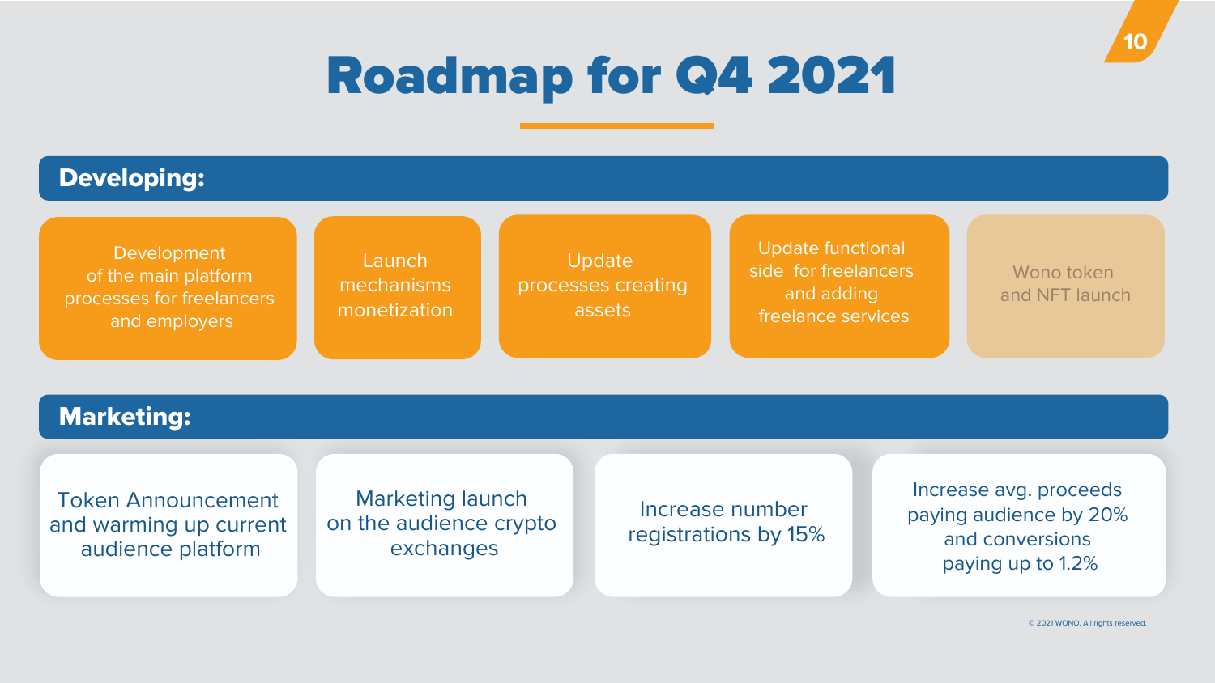# Roadmap for Q4 2021

## Developing:

- Development of the main platform processes for freelancers and employers
- Launch mechanisms monetization
- Update processes creating assets
- Update functional side for freelancers and adding freelance services
- Wono token and NFT launch

## Marketing:

- Token Announcement and warming up current audience platform
- Marketing launch on the audience crypto exchanges
- Increase number registrations by 15%
- Increase avg. proceeds paying audience by 20% and conversions paying up to 1.2%

© 2021 WONO. All rights reserved.